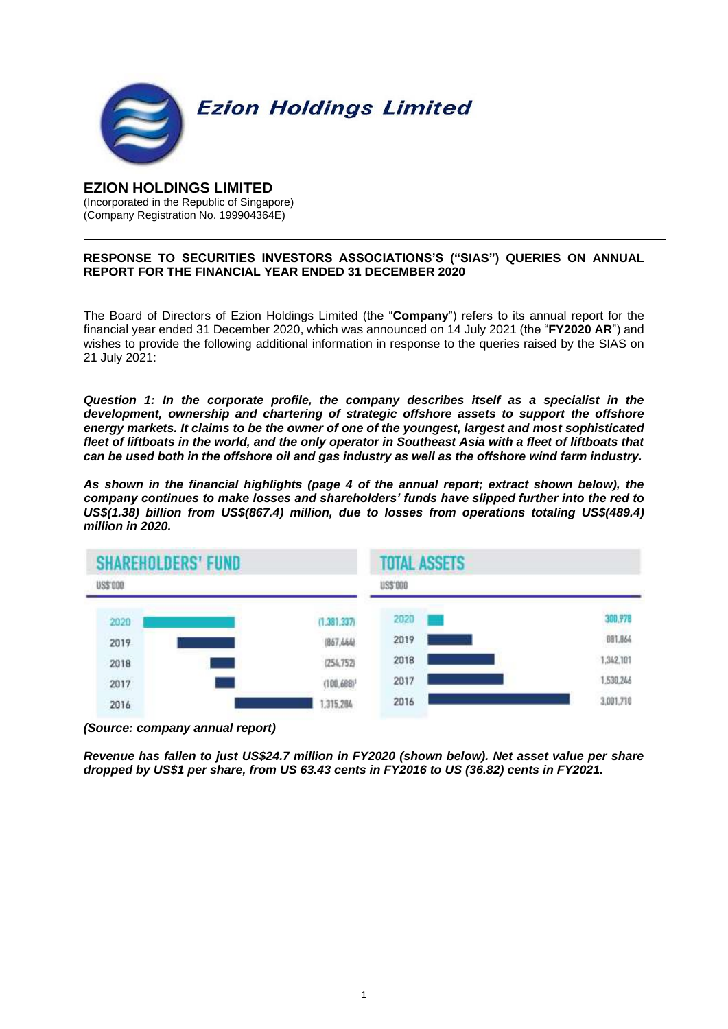# EZION HOLDINGS LIMITED

(Incorporated in the Republic of Singapore)
(Company Registration No. 199904364E)

---

**RESPONSE TO SECURITIES INVESTORS ASSOCIATIONS'S ("SIAS") QUERIES ON ANNUAL REPORT FOR THE FINANCIAL YEAR ENDED 31 DECEMBER 2020**

---

The Board of Directors of Ezion Holdings Limited (the "**Company**") refers to its annual report for the financial year ended 31 December 2020, which was announced on 14 July 2021 (the "**FY2020 AR**") and wishes to provide the following additional information in response to the queries raised by the SIAS on 21 July 2021:

***Question 1: In the corporate profile, the company describes itself as a specialist in the development, ownership and chartering of strategic offshore assets to support the offshore energy markets. It claims to be the owner of one of the youngest, largest and most sophisticated fleet of liftboats in the world, and the only operator in Southeast Asia with a fleet of liftboats that can be used both in the offshore oil and gas industry as well as the offshore wind farm industry.***

***As shown in the financial highlights (page 4 of the annual report; extract shown below), the company continues to make losses and shareholders' funds have slipped further into the red to US$(1.38) billion from US$(867.4) million, due to losses from operations totaling US$(489.4) million in 2020.***

| SHAREHOLDERS' FUND (US$'000) | | TOTAL ASSETS (US$'000) | |
|---|---|---|---|
| 2020 | (1,381,337) | 2020 | 300,978 |
| 2019 | (867,464) | 2019 | 881,864 |
| 2018 | (254,752) | 2018 | 1,342,101 |
| 2017 | (100,688)[1] | 2017 | 1,530,246 |
| 2016 | 1,315,284 | 2016 | 3,001,710 |

***(Source: company annual report)***

***Revenue has fallen to just US$24.7 million in FY2020 (shown below). Net asset value per share dropped by US$1 per share, from US 63.43 cents in FY2016 to US (36.82) cents in FY2021.***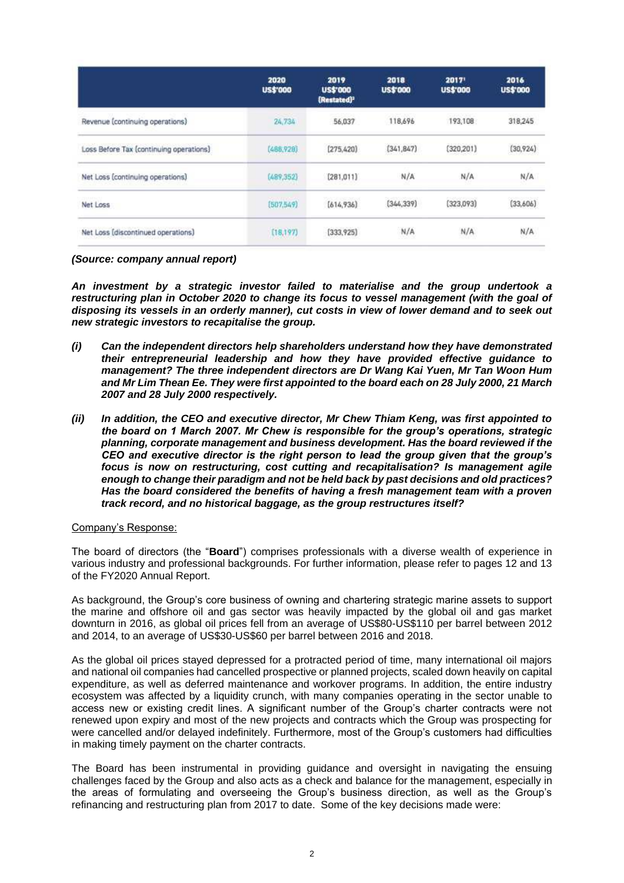| | 2020 US$'000 | 2019 US$'000 (Restated)[2] | 2018 US$'000 | 2017[1] US$'000 | 2016 US$'000 |
|---|---|---|---|---|---|
| Revenue (continuing operations) | 24,734 | 56,037 | 118,696 | 193,108 | 318,245 |
| Loss Before Tax (continuing operations) | (488,928) | (275,420) | (341,847) | (320,201) | (30,924) |
| Net Loss (continuing operations) | (489,352) | (281,011) | N/A | N/A | N/A |
| Net Loss | (507,549) | (614,936) | (344,339) | (323,093) | (33,606) |
| Net Loss (discontinued operations) | (18,197) | (333,925) | N/A | N/A | N/A |

***(Source: company annual report)***

***An investment by a strategic investor failed to materialise and the group undertook a restructuring plan in October 2020 to change its focus to vessel management (with the goal of disposing its vessels in an orderly manner), cut costs in view of lower demand and to seek out new strategic investors to recapitalise the group.***

***(i) Can the independent directors help shareholders understand how they have demonstrated their entrepreneurial leadership and how they have provided effective guidance to management? The three independent directors are Dr Wang Kai Yuen, Mr Tan Woon Hum and Mr Lim Thean Ee. They were first appointed to the board each on 28 July 2000, 21 March 2007 and 28 July 2000 respectively.***

***(ii) In addition, the CEO and executive director, Mr Chew Thiam Keng, was first appointed to the board on 1 March 2007. Mr Chew is responsible for the group's operations, strategic planning, corporate management and business development. Has the board reviewed if the CEO and executive director is the right person to lead the group given that the group's focus is now on restructuring, cost cutting and recapitalisation? Is management agile enough to change their paradigm and not be held back by past decisions and old practices? Has the board considered the benefits of having a fresh management team with a proven track record, and no historical baggage, as the group restructures itself?***

Company's Response:

The board of directors (the "**Board**") comprises professionals with a diverse wealth of experience in various industry and professional backgrounds. For further information, please refer to pages 12 and 13 of the FY2020 Annual Report.

As background, the Group's core business of owning and chartering strategic marine assets to support the marine and offshore oil and gas sector was heavily impacted by the global oil and gas market downturn in 2016, as global oil prices fell from an average of US$80-US$110 per barrel between 2012 and 2014, to an average of US$30-US$60 per barrel between 2016 and 2018.

As the global oil prices stayed depressed for a protracted period of time, many international oil majors and national oil companies had cancelled prospective or planned projects, scaled down heavily on capital expenditure, as well as deferred maintenance and workover programs. In addition, the entire industry ecosystem was affected by a liquidity crunch, with many companies operating in the sector unable to access new or existing credit lines. A significant number of the Group's charter contracts were not renewed upon expiry and most of the new projects and contracts which the Group was prospecting for were cancelled and/or delayed indefinitely. Furthermore, most of the Group's customers had difficulties in making timely payment on the charter contracts.

The Board has been instrumental in providing guidance and oversight in navigating the ensuing challenges faced by the Group and also acts as a check and balance for the management, especially in the areas of formulating and overseeing the Group's business direction, as well as the Group's refinancing and restructuring plan from 2017 to date. Some of the key decisions made were: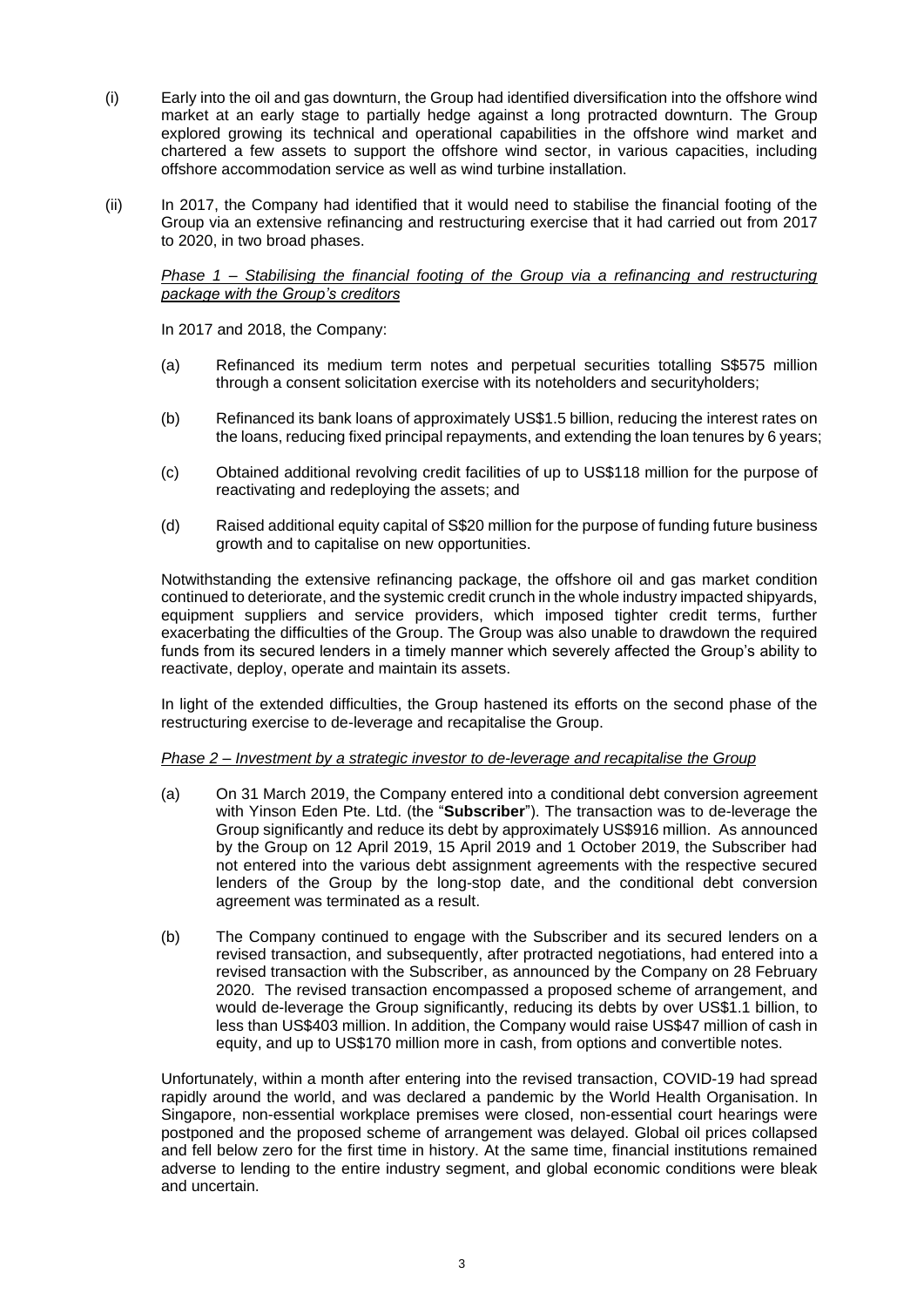(i) Early into the oil and gas downturn, the Group had identified diversification into the offshore wind market at an early stage to partially hedge against a long protracted downturn. The Group explored growing its technical and operational capabilities in the offshore wind market and chartered a few assets to support the offshore wind sector, in various capacities, including offshore accommodation service as well as wind turbine installation.

(ii) In 2017, the Company had identified that it would need to stabilise the financial footing of the Group via an extensive refinancing and restructuring exercise that it had carried out from 2017 to 2020, in two broad phases.

*Phase 1 – Stabilising the financial footing of the Group via a refinancing and restructuring package with the Group's creditors*

In 2017 and 2018, the Company:

(a) Refinanced its medium term notes and perpetual securities totalling S$575 million through a consent solicitation exercise with its noteholders and securityholders;

(b) Refinanced its bank loans of approximately US$1.5 billion, reducing the interest rates on the loans, reducing fixed principal repayments, and extending the loan tenures by 6 years;

(c) Obtained additional revolving credit facilities of up to US$118 million for the purpose of reactivating and redeploying the assets; and

(d) Raised additional equity capital of S$20 million for the purpose of funding future business growth and to capitalise on new opportunities.

Notwithstanding the extensive refinancing package, the offshore oil and gas market condition continued to deteriorate, and the systemic credit crunch in the whole industry impacted shipyards, equipment suppliers and service providers, which imposed tighter credit terms, further exacerbating the difficulties of the Group. The Group was also unable to drawdown the required funds from its secured lenders in a timely manner which severely affected the Group's ability to reactivate, deploy, operate and maintain its assets.

In light of the extended difficulties, the Group hastened its efforts on the second phase of the restructuring exercise to de-leverage and recapitalise the Group.

*Phase 2 – Investment by a strategic investor to de-leverage and recapitalise the Group*

(a) On 31 March 2019, the Company entered into a conditional debt conversion agreement with Yinson Eden Pte. Ltd. (the "**Subscriber**"). The transaction was to de-leverage the Group significantly and reduce its debt by approximately US$916 million. As announced by the Group on 12 April 2019, 15 April 2019 and 1 October 2019, the Subscriber had not entered into the various debt assignment agreements with the respective secured lenders of the Group by the long-stop date, and the conditional debt conversion agreement was terminated as a result.

(b) The Company continued to engage with the Subscriber and its secured lenders on a revised transaction, and subsequently, after protracted negotiations, had entered into a revised transaction with the Subscriber, as announced by the Company on 28 February 2020. The revised transaction encompassed a proposed scheme of arrangement, and would de-leverage the Group significantly, reducing its debts by over US$1.1 billion, to less than US$403 million. In addition, the Company would raise US$47 million of cash in equity, and up to US$170 million more in cash, from options and convertible notes.

Unfortunately, within a month after entering into the revised transaction, COVID-19 had spread rapidly around the world, and was declared a pandemic by the World Health Organisation. In Singapore, non-essential workplace premises were closed, non-essential court hearings were postponed and the proposed scheme of arrangement was delayed. Global oil prices collapsed and fell below zero for the first time in history. At the same time, financial institutions remained adverse to lending to the entire industry segment, and global economic conditions were bleak and uncertain.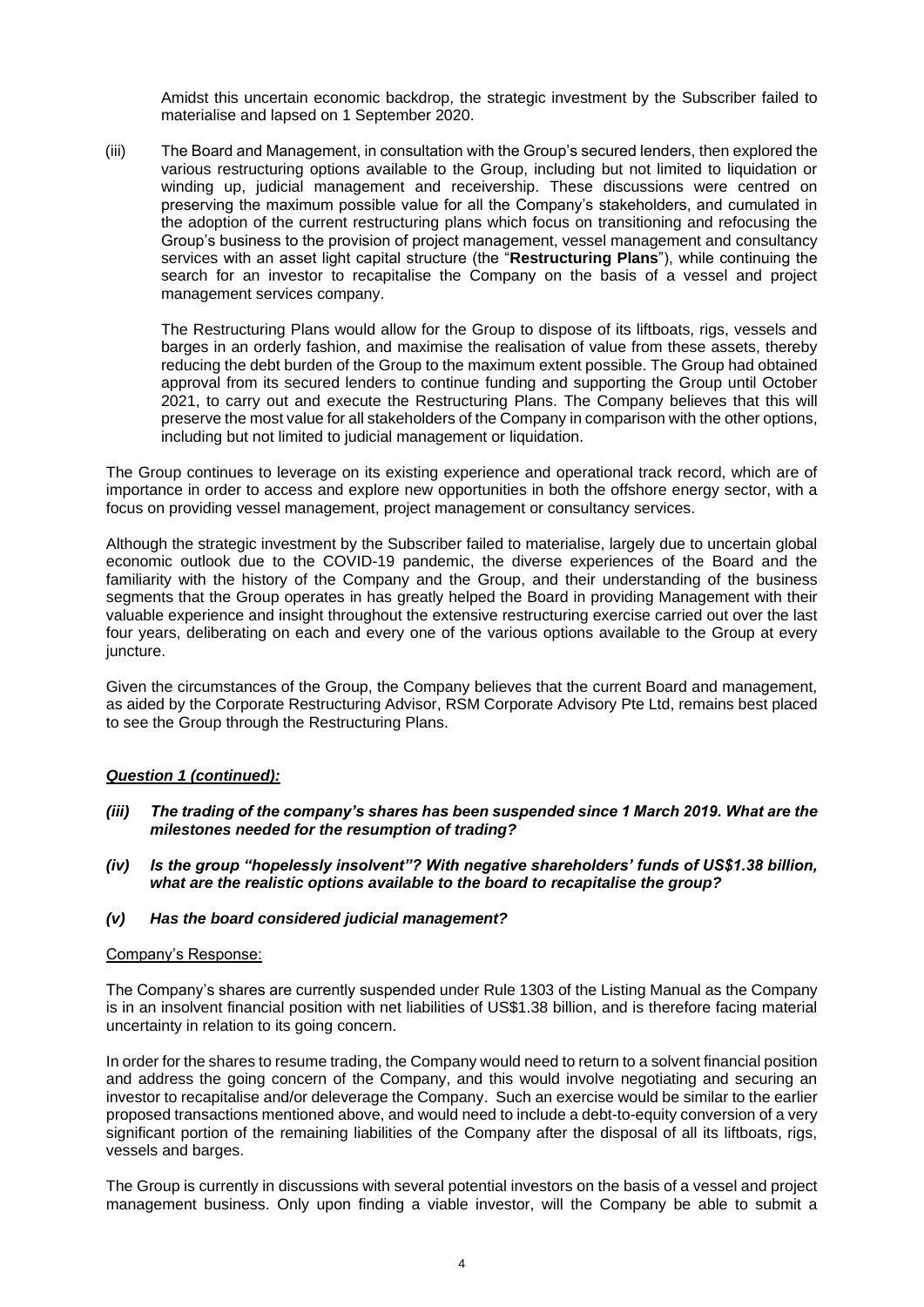Amidst this uncertain economic backdrop, the strategic investment by the Subscriber failed to materialise and lapsed on 1 September 2020.

(iii) The Board and Management, in consultation with the Group's secured lenders, then explored the various restructuring options available to the Group, including but not limited to liquidation or winding up, judicial management and receivership. These discussions were centred on preserving the maximum possible value for all the Company's stakeholders, and cumulated in the adoption of the current restructuring plans which focus on transitioning and refocusing the Group's business to the provision of project management, vessel management and consultancy services with an asset light capital structure (the "**Restructuring Plans**"), while continuing the search for an investor to recapitalise the Company on the basis of a vessel and project management services company.

The Restructuring Plans would allow for the Group to dispose of its liftboats, rigs, vessels and barges in an orderly fashion, and maximise the realisation of value from these assets, thereby reducing the debt burden of the Group to the maximum extent possible. The Group had obtained approval from its secured lenders to continue funding and supporting the Group until October 2021, to carry out and execute the Restructuring Plans. The Company believes that this will preserve the most value for all stakeholders of the Company in comparison with the other options, including but not limited to judicial management or liquidation.

The Group continues to leverage on its existing experience and operational track record, which are of importance in order to access and explore new opportunities in both the offshore energy sector, with a focus on providing vessel management, project management or consultancy services.

Although the strategic investment by the Subscriber failed to materialise, largely due to uncertain global economic outlook due to the COVID-19 pandemic, the diverse experiences of the Board and the familiarity with the history of the Company and the Group, and their understanding of the business segments that the Group operates in has greatly helped the Board in providing Management with their valuable experience and insight throughout the extensive restructuring exercise carried out over the last four years, deliberating on each and every one of the various options available to the Group at every juncture.

Given the circumstances of the Group, the Company believes that the current Board and management, as aided by the Corporate Restructuring Advisor, RSM Corporate Advisory Pte Ltd, remains best placed to see the Group through the Restructuring Plans.

***Question 1 (continued):***

***(iii) The trading of the company's shares has been suspended since 1 March 2019. What are the milestones needed for the resumption of trading?***

***(iv) Is the group "hopelessly insolvent"? With negative shareholders' funds of US$1.38 billion, what are the realistic options available to the board to recapitalise the group?***

***(v) Has the board considered judicial management?***

Company's Response:

The Company's shares are currently suspended under Rule 1303 of the Listing Manual as the Company is in an insolvent financial position with net liabilities of US$1.38 billion, and is therefore facing material uncertainty in relation to its going concern.

In order for the shares to resume trading, the Company would need to return to a solvent financial position and address the going concern of the Company, and this would involve negotiating and securing an investor to recapitalise and/or deleverage the Company. Such an exercise would be similar to the earlier proposed transactions mentioned above, and would need to include a debt-to-equity conversion of a very significant portion of the remaining liabilities of the Company after the disposal of all its liftboats, rigs, vessels and barges.

The Group is currently in discussions with several potential investors on the basis of a vessel and project management business. Only upon finding a viable investor, will the Company be able to submit a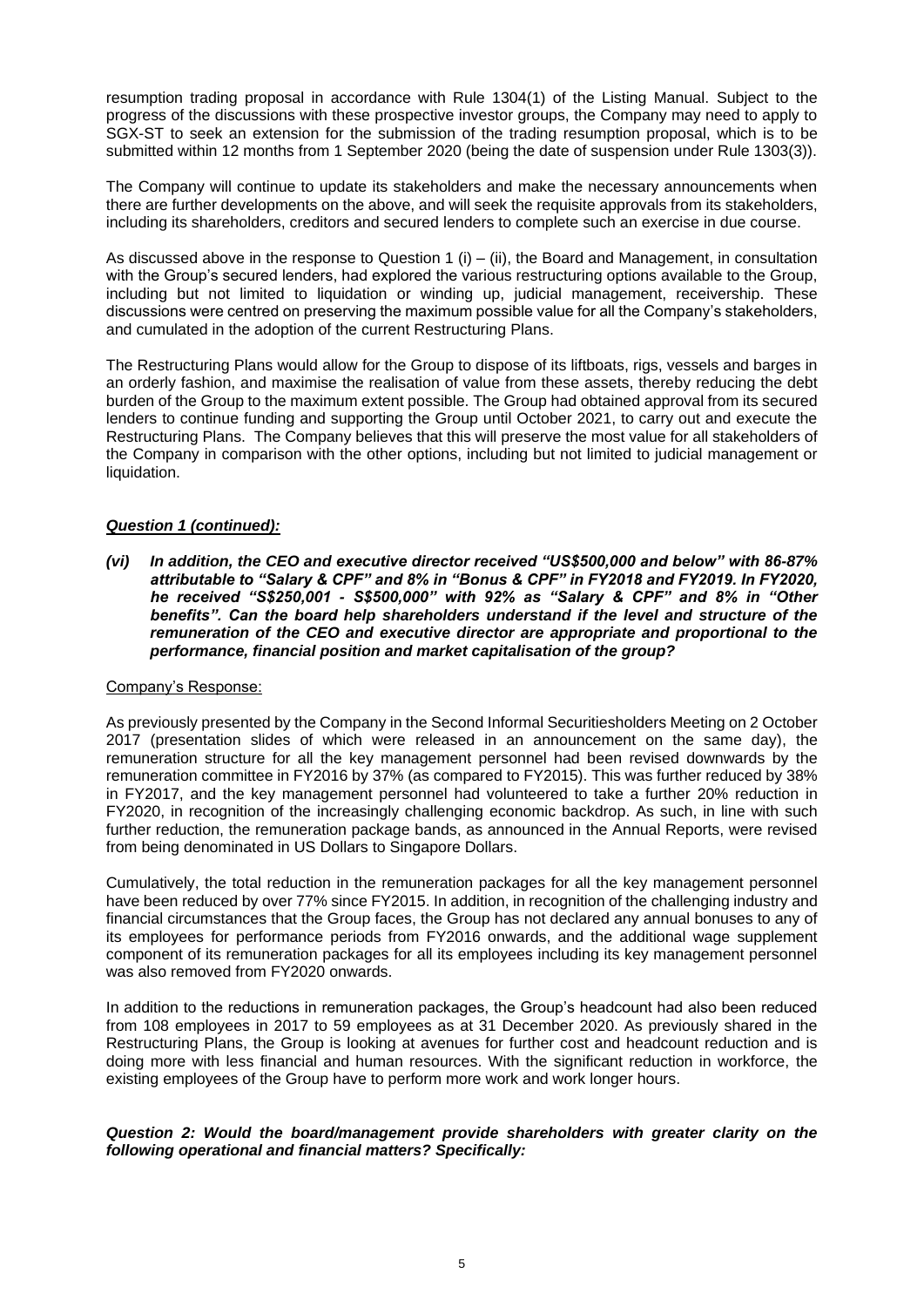resumption trading proposal in accordance with Rule 1304(1) of the Listing Manual. Subject to the progress of the discussions with these prospective investor groups, the Company may need to apply to SGX-ST to seek an extension for the submission of the trading resumption proposal, which is to be submitted within 12 months from 1 September 2020 (being the date of suspension under Rule 1303(3)).

The Company will continue to update its stakeholders and make the necessary announcements when there are further developments on the above, and will seek the requisite approvals from its stakeholders, including its shareholders, creditors and secured lenders to complete such an exercise in due course.

As discussed above in the response to Question 1 (i) – (ii), the Board and Management, in consultation with the Group's secured lenders, had explored the various restructuring options available to the Group, including but not limited to liquidation or winding up, judicial management, receivership. These discussions were centred on preserving the maximum possible value for all the Company's stakeholders, and cumulated in the adoption of the current Restructuring Plans.

The Restructuring Plans would allow for the Group to dispose of its liftboats, rigs, vessels and barges in an orderly fashion, and maximise the realisation of value from these assets, thereby reducing the debt burden of the Group to the maximum extent possible. The Group had obtained approval from its secured lenders to continue funding and supporting the Group until October 2021, to carry out and execute the Restructuring Plans. The Company believes that this will preserve the most value for all stakeholders of the Company in comparison with the other options, including but not limited to judicial management or liquidation.

***Question 1 (continued):***

***(vi) In addition, the CEO and executive director received "US$500,000 and below" with 86-87% attributable to "Salary & CPF" and 8% in "Bonus & CPF" in FY2018 and FY2019. In FY2020, he received "S$250,001 - S$500,000" with 92% as "Salary & CPF" and 8% in "Other benefits". Can the board help shareholders understand if the level and structure of the remuneration of the CEO and executive director are appropriate and proportional to the performance, financial position and market capitalisation of the group?***

Company's Response:

As previously presented by the Company in the Second Informal Securitiesholders Meeting on 2 October 2017 (presentation slides of which were released in an announcement on the same day), the remuneration structure for all the key management personnel had been revised downwards by the remuneration committee in FY2016 by 37% (as compared to FY2015). This was further reduced by 38% in FY2017, and the key management personnel had volunteered to take a further 20% reduction in FY2020, in recognition of the increasingly challenging economic backdrop. As such, in line with such further reduction, the remuneration package bands, as announced in the Annual Reports, were revised from being denominated in US Dollars to Singapore Dollars.

Cumulatively, the total reduction in the remuneration packages for all the key management personnel have been reduced by over 77% since FY2015. In addition, in recognition of the challenging industry and financial circumstances that the Group faces, the Group has not declared any annual bonuses to any of its employees for performance periods from FY2016 onwards, and the additional wage supplement component of its remuneration packages for all its employees including its key management personnel was also removed from FY2020 onwards.

In addition to the reductions in remuneration packages, the Group's headcount had also been reduced from 108 employees in 2017 to 59 employees as at 31 December 2020. As previously shared in the Restructuring Plans, the Group is looking at avenues for further cost and headcount reduction and is doing more with less financial and human resources. With the significant reduction in workforce, the existing employees of the Group have to perform more work and work longer hours.

***Question 2: Would the board/management provide shareholders with greater clarity on the following operational and financial matters? Specifically:***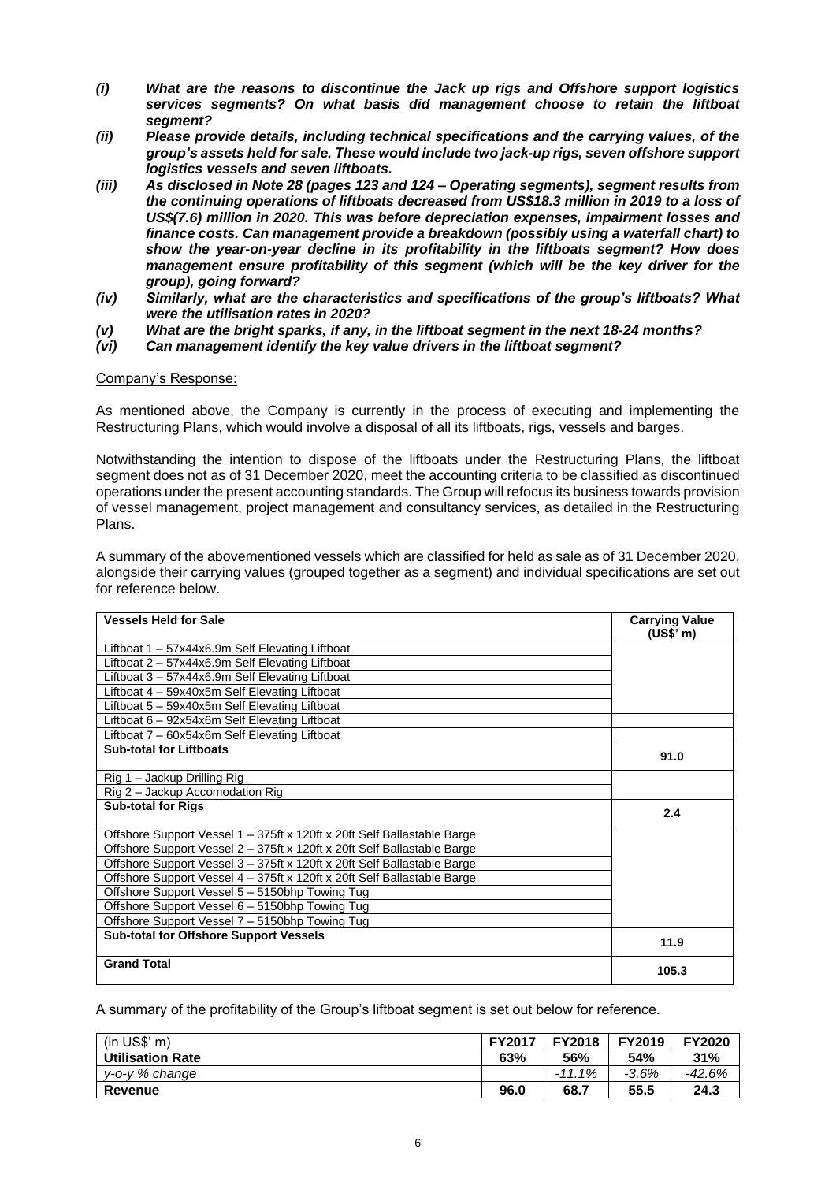***(i) What are the reasons to discontinue the Jack up rigs and Offshore support logistics services segments? On what basis did management choose to retain the liftboat segment?***

***(ii) Please provide details, including technical specifications and the carrying values, of the group's assets held for sale. These would include two jack-up rigs, seven offshore support logistics vessels and seven liftboats.***

***(iii) As disclosed in Note 28 (pages 123 and 124 – Operating segments), segment results from the continuing operations of liftboats decreased from US$18.3 million in 2019 to a loss of US$(7.6) million in 2020. This was before depreciation expenses, impairment losses and finance costs. Can management provide a breakdown (possibly using a waterfall chart) to show the year-on-year decline in its profitability in the liftboats segment? How does management ensure profitability of this segment (which will be the key driver for the group), going forward?***

***(iv) Similarly, what are the characteristics and specifications of the group's liftboats? What were the utilisation rates in 2020?***

***(v) What are the bright sparks, if any, in the liftboat segment in the next 18-24 months?***

***(vi) Can management identify the key value drivers in the liftboat segment?***

Company's Response:

As mentioned above, the Company is currently in the process of executing and implementing the Restructuring Plans, which would involve a disposal of all its liftboats, rigs, vessels and barges.

Notwithstanding the intention to dispose of the liftboats under the Restructuring Plans, the liftboat segment does not as of 31 December 2020, meet the accounting criteria to be classified as discontinued operations under the present accounting standards. The Group will refocus its business towards provision of vessel management, project management and consultancy services, as detailed in the Restructuring Plans.

A summary of the abovementioned vessels which are classified for held as sale as of 31 December 2020, alongside their carrying values (grouped together as a segment) and individual specifications are set out for reference below.

| Vessels Held for Sale | Carrying Value (US$' m) |
|---|---|
| Liftboat 1 – 57x44x6.9m Self Elevating Liftboat | |
| Liftboat 2 – 57x44x6.9m Self Elevating Liftboat | |
| Liftboat 3 – 57x44x6.9m Self Elevating Liftboat | |
| Liftboat 4 – 59x40x5m Self Elevating Liftboat | |
| Liftboat 5 – 59x40x5m Self Elevating Liftboat | |
| Liftboat 6 – 92x54x6m Self Elevating Liftboat | |
| Liftboat 7 – 60x54x6m Self Elevating Liftboat | |
| **Sub-total for Liftboats** | **91.0** |
| Rig 1 – Jackup Drilling Rig | |
| Rig 2 – Jackup Accomodation Rig | |
| **Sub-total for Rigs** | **2.4** |
| Offshore Support Vessel 1 – 375ft x 120ft x 20ft Self Ballastable Barge | |
| Offshore Support Vessel 2 – 375ft x 120ft x 20ft Self Ballastable Barge | |
| Offshore Support Vessel 3 – 375ft x 120ft x 20ft Self Ballastable Barge | |
| Offshore Support Vessel 4 – 375ft x 120ft x 20ft Self Ballastable Barge | |
| Offshore Support Vessel 5 – 5150bhp Towing Tug | |
| Offshore Support Vessel 6 – 5150bhp Towing Tug | |
| Offshore Support Vessel 7 – 5150bhp Towing Tug | |
| **Sub-total for Offshore Support Vessels** | **11.9** |
| **Grand Total** | **105.3** |

A summary of the profitability of the Group's liftboat segment is set out below for reference.

| (in US$' m) | FY2017 | FY2018 | FY2019 | FY2020 |
|---|---|---|---|---|
| **Utilisation Rate** | **63%** | **56%** | **54%** | **31%** |
| *y-o-y % change* | | *-11.1%* | *-3.6%* | *-42.6%* |
| **Revenue** | **96.0** | **68.7** | **55.5** | **24.3** |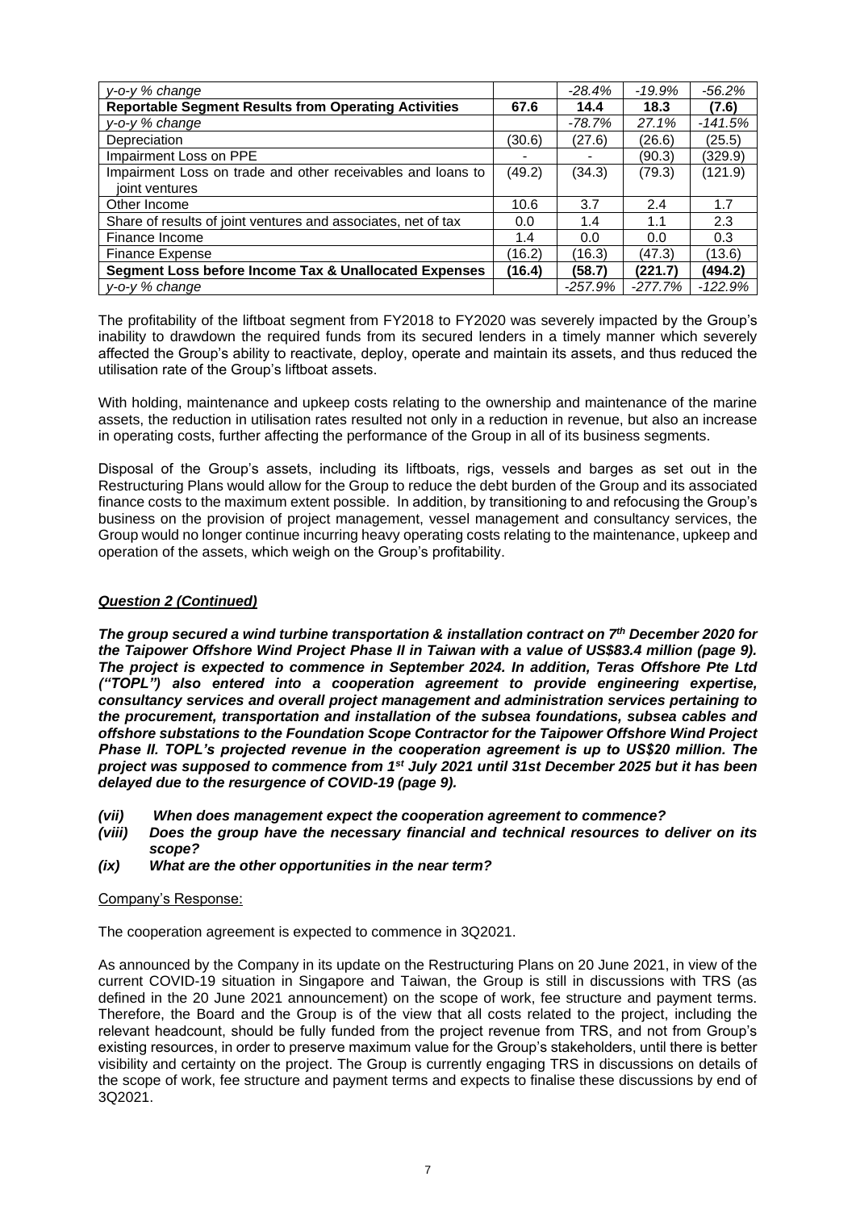| *y-o-y % change* | | *-28.4%* | *-19.9%* | *-56.2%* |
|---|---|---|---|---|
| **Reportable Segment Results from Operating Activities** | **67.6** | **14.4** | **18.3** | **(7.6)** |
| *y-o-y % change* | | *-78.7%* | *27.1%* | *-141.5%* |
| Depreciation | (30.6) | (27.6) | (26.6) | (25.5) |
| Impairment Loss on PPE | - | - | (90.3) | (329.9) |
| Impairment Loss on trade and other receivables and loans to joint ventures | (49.2) | (34.3) | (79.3) | (121.9) |
| Other Income | 10.6 | 3.7 | 2.4 | 1.7 |
| Share of results of joint ventures and associates, net of tax | 0.0 | 1.4 | 1.1 | 2.3 |
| Finance Income | 1.4 | 0.0 | 0.0 | 0.3 |
| Finance Expense | (16.2) | (16.3) | (47.3) | (13.6) |
| **Segment Loss before Income Tax & Unallocated Expenses** | **(16.4)** | **(58.7)** | **(221.7)** | **(494.2)** |
| *y-o-y % change* | | *-257.9%* | *-277.7%* | *-122.9%* |

The profitability of the liftboat segment from FY2018 to FY2020 was severely impacted by the Group's inability to drawdown the required funds from its secured lenders in a timely manner which severely affected the Group's ability to reactivate, deploy, operate and maintain its assets, and thus reduced the utilisation rate of the Group's liftboat assets.

With holding, maintenance and upkeep costs relating to the ownership and maintenance of the marine assets, the reduction in utilisation rates resulted not only in a reduction in revenue, but also an increase in operating costs, further affecting the performance of the Group in all of its business segments.

Disposal of the Group's assets, including its liftboats, rigs, vessels and barges as set out in the Restructuring Plans would allow for the Group to reduce the debt burden of the Group and its associated finance costs to the maximum extent possible. In addition, by transitioning to and refocusing the Group's business on the provision of project management, vessel management and consultancy services, the Group would no longer continue incurring heavy operating costs relating to the maintenance, upkeep and operation of the assets, which weigh on the Group's profitability.

***Question 2 (Continued)***

***The group secured a wind turbine transportation & installation contract on 7th December 2020 for the Taipower Offshore Wind Project Phase II in Taiwan with a value of US$83.4 million (page 9). The project is expected to commence in September 2024. In addition, Teras Offshore Pte Ltd ("TOPL") also entered into a cooperation agreement to provide engineering expertise, consultancy services and overall project management and administration services pertaining to the procurement, transportation and installation of the subsea foundations, subsea cables and offshore substations to the Foundation Scope Contractor for the Taipower Offshore Wind Project Phase II. TOPL's projected revenue in the cooperation agreement is up to US$20 million. The project was supposed to commence from 1st July 2021 until 31st December 2025 but it has been delayed due to the resurgence of COVID-19 (page 9).***

- ***(vii) When does management expect the cooperation agreement to commence?***
- ***(viii) Does the group have the necessary financial and technical resources to deliver on its scope?***
- ***(ix) What are the other opportunities in the near term?***

Company's Response:

The cooperation agreement is expected to commence in 3Q2021.

As announced by the Company in its update on the Restructuring Plans on 20 June 2021, in view of the current COVID-19 situation in Singapore and Taiwan, the Group is still in discussions with TRS (as defined in the 20 June 2021 announcement) on the scope of work, fee structure and payment terms. Therefore, the Board and the Group is of the view that all costs related to the project, including the relevant headcount, should be fully funded from the project revenue from TRS, and not from Group's existing resources, in order to preserve maximum value for the Group's stakeholders, until there is better visibility and certainty on the project. The Group is currently engaging TRS in discussions on details of the scope of work, fee structure and payment terms and expects to finalise these discussions by end of 3Q2021.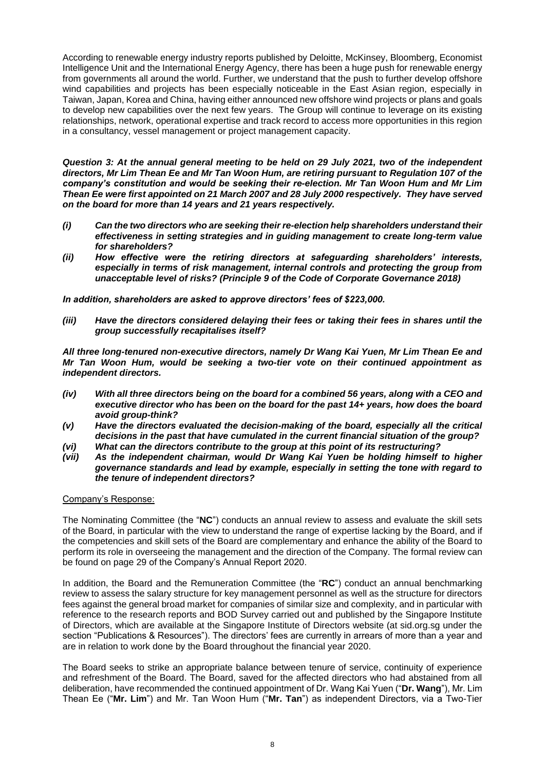According to renewable energy industry reports published by Deloitte, McKinsey, Bloomberg, Economist Intelligence Unit and the International Energy Agency, there has been a huge push for renewable energy from governments all around the world. Further, we understand that the push to further develop offshore wind capabilities and projects has been especially noticeable in the East Asian region, especially in Taiwan, Japan, Korea and China, having either announced new offshore wind projects or plans and goals to develop new capabilities over the next few years. The Group will continue to leverage on its existing relationships, network, operational expertise and track record to access more opportunities in this region in a consultancy, vessel management or project management capacity.

***Question 3: At the annual general meeting to be held on 29 July 2021, two of the independent directors, Mr Lim Thean Ee and Mr Tan Woon Hum, are retiring pursuant to Regulation 107 of the company's constitution and would be seeking their re-election. Mr Tan Woon Hum and Mr Lim Thean Ee were first appointed on 21 March 2007 and 28 July 2000 respectively. They have served on the board for more than 14 years and 21 years respectively.***

- ***(i) Can the two directors who are seeking their re-election help shareholders understand their effectiveness in setting strategies and in guiding management to create long-term value for shareholders?***
- ***(ii) How effective were the retiring directors at safeguarding shareholders' interests, especially in terms of risk management, internal controls and protecting the group from unacceptable level of risks? (Principle 9 of the Code of Corporate Governance 2018)***

***In addition, shareholders are asked to approve directors' fees of $223,000.***

- ***(iii) Have the directors considered delaying their fees or taking their fees in shares until the group successfully recapitalises itself?***

***All three long-tenured non-executive directors, namely Dr Wang Kai Yuen, Mr Lim Thean Ee and Mr Tan Woon Hum, would be seeking a two-tier vote on their continued appointment as independent directors.***

- ***(iv) With all three directors being on the board for a combined 56 years, along with a CEO and executive director who has been on the board for the past 14+ years, how does the board avoid group-think?***
- ***(v) Have the directors evaluated the decision-making of the board, especially all the critical decisions in the past that have cumulated in the current financial situation of the group?***
- ***(vi) What can the directors contribute to the group at this point of its restructuring?***
- ***(vii) As the independent chairman, would Dr Wang Kai Yuen be holding himself to higher governance standards and lead by example, especially in setting the tone with regard to the tenure of independent directors?***

Company's Response:

The Nominating Committee (the "**NC**") conducts an annual review to assess and evaluate the skill sets of the Board, in particular with the view to understand the range of expertise lacking by the Board, and if the competencies and skill sets of the Board are complementary and enhance the ability of the Board to perform its role in overseeing the management and the direction of the Company. The formal review can be found on page 29 of the Company's Annual Report 2020.

In addition, the Board and the Remuneration Committee (the "**RC**") conduct an annual benchmarking review to assess the salary structure for key management personnel as well as the structure for directors fees against the general broad market for companies of similar size and complexity, and in particular with reference to the research reports and BOD Survey carried out and published by the Singapore Institute of Directors, which are available at the Singapore Institute of Directors website (at sid.org.sg under the section "Publications & Resources"). The directors' fees are currently in arrears of more than a year and are in relation to work done by the Board throughout the financial year 2020.

The Board seeks to strike an appropriate balance between tenure of service, continuity of experience and refreshment of the Board. The Board, saved for the affected directors who had abstained from all deliberation, have recommended the continued appointment of Dr. Wang Kai Yuen ("**Dr. Wang**"), Mr. Lim Thean Ee ("**Mr. Lim**") and Mr. Tan Woon Hum ("**Mr. Tan**") as independent Directors, via a Two-Tier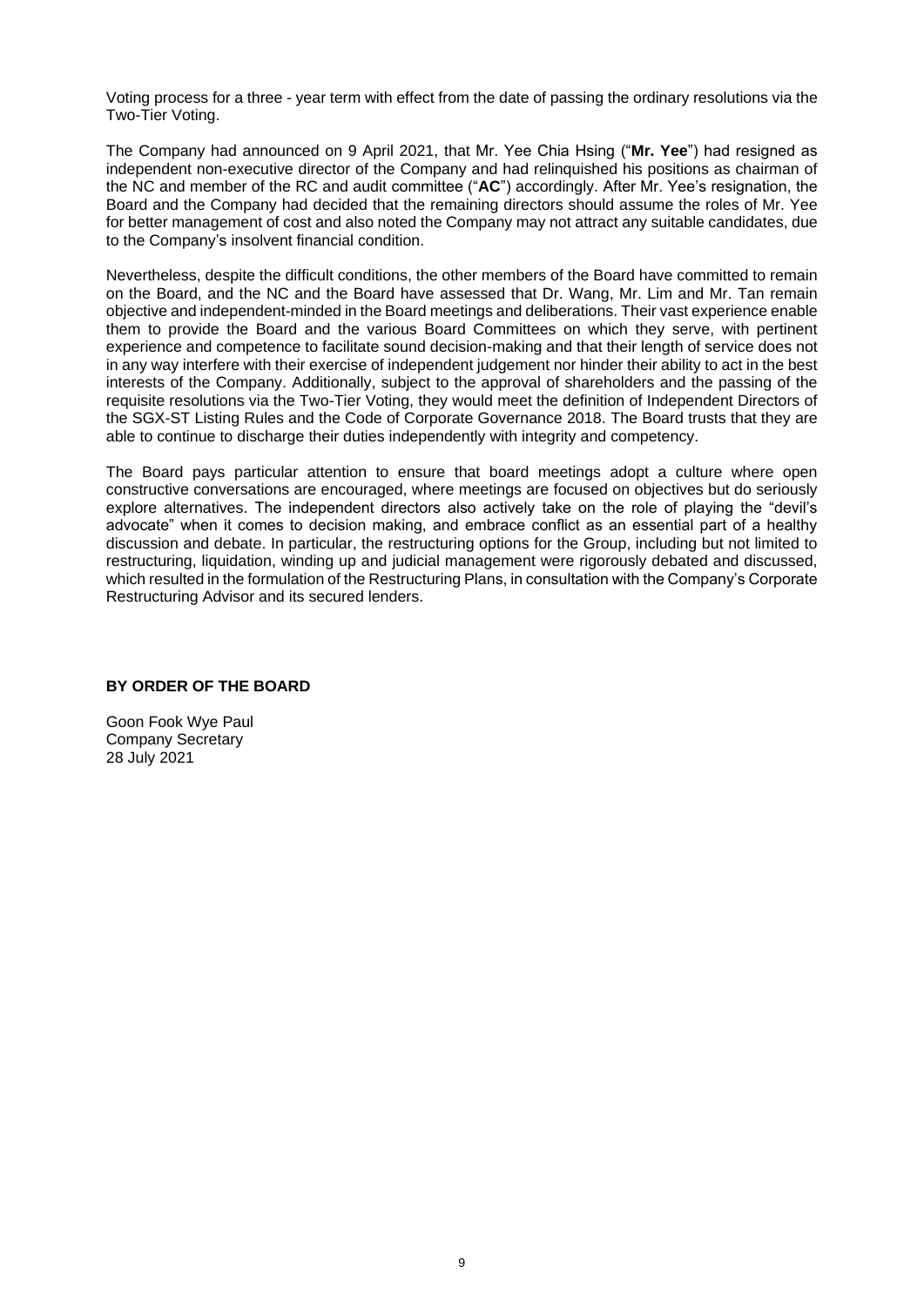Voting process for a three - year term with effect from the date of passing the ordinary resolutions via the Two-Tier Voting.

The Company had announced on 9 April 2021, that Mr. Yee Chia Hsing ("**Mr. Yee**") had resigned as independent non-executive director of the Company and had relinquished his positions as chairman of the NC and member of the RC and audit committee ("**AC**") accordingly. After Mr. Yee's resignation, the Board and the Company had decided that the remaining directors should assume the roles of Mr. Yee for better management of cost and also noted the Company may not attract any suitable candidates, due to the Company's insolvent financial condition.

Nevertheless, despite the difficult conditions, the other members of the Board have committed to remain on the Board, and the NC and the Board have assessed that Dr. Wang, Mr. Lim and Mr. Tan remain objective and independent-minded in the Board meetings and deliberations. Their vast experience enable them to provide the Board and the various Board Committees on which they serve, with pertinent experience and competence to facilitate sound decision-making and that their length of service does not in any way interfere with their exercise of independent judgement nor hinder their ability to act in the best interests of the Company. Additionally, subject to the approval of shareholders and the passing of the requisite resolutions via the Two-Tier Voting, they would meet the definition of Independent Directors of the SGX-ST Listing Rules and the Code of Corporate Governance 2018. The Board trusts that they are able to continue to discharge their duties independently with integrity and competency.

The Board pays particular attention to ensure that board meetings adopt a culture where open constructive conversations are encouraged, where meetings are focused on objectives but do seriously explore alternatives. The independent directors also actively take on the role of playing the "devil's advocate" when it comes to decision making, and embrace conflict as an essential part of a healthy discussion and debate. In particular, the restructuring options for the Group, including but not limited to restructuring, liquidation, winding up and judicial management were rigorously debated and discussed, which resulted in the formulation of the Restructuring Plans, in consultation with the Company's Corporate Restructuring Advisor and its secured lenders.

**BY ORDER OF THE BOARD**

Goon Fook Wye Paul
Company Secretary
28 July 2021